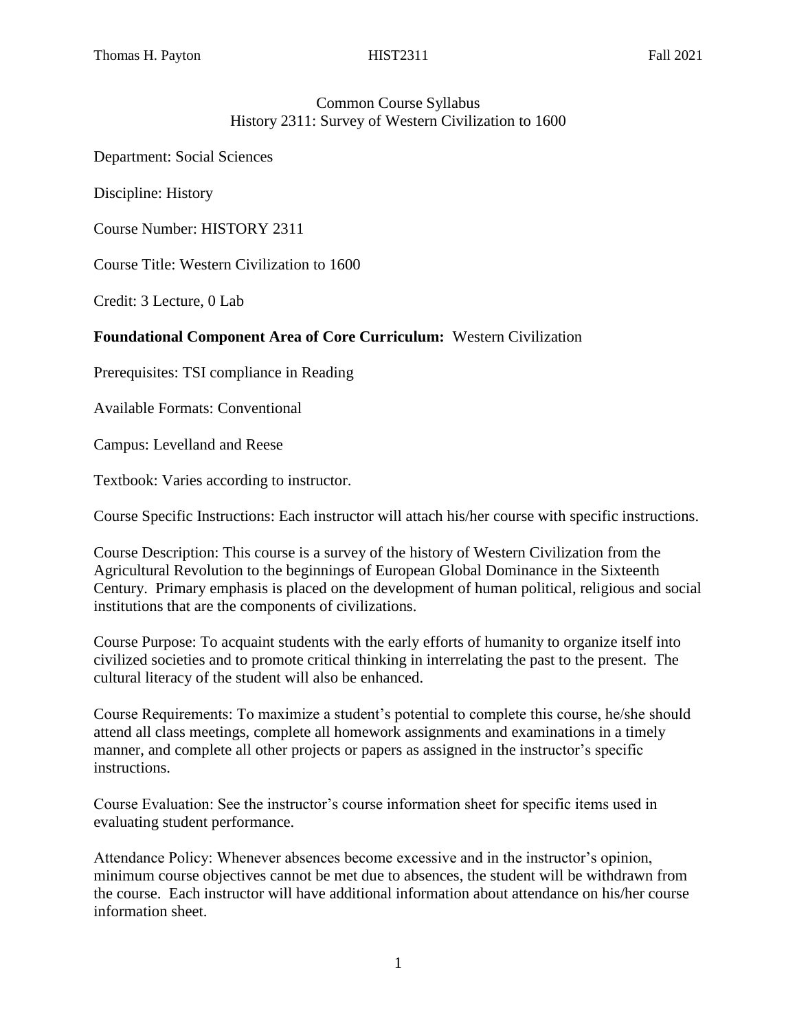# Common Course Syllabus
## History 2311: Survey of Western Civilization to 1600

Department: Social Sciences

Discipline: History

Course Number: HISTORY 2311

Course Title: Western Civilization to 1600

Credit: 3 Lecture, 0 Lab

**Foundational Component Area of Core Curriculum:** Western Civilization

Prerequisites: TSI compliance in Reading

Available Formats: Conventional

Campus: Levelland and Reese

Textbook: Varies according to instructor.

Course Specific Instructions: Each instructor will attach his/her course with specific instructions.

Course Description: This course is a survey of the history of Western Civilization from the Agricultural Revolution to the beginnings of European Global Dominance in the Sixteenth Century. Primary emphasis is placed on the development of human political, religious and social institutions that are the components of civilizations.

Course Purpose: To acquaint students with the early efforts of humanity to organize itself into civilized societies and to promote critical thinking in interrelating the past to the present. The cultural literacy of the student will also be enhanced.

Course Requirements: To maximize a student's potential to complete this course, he/she should attend all class meetings, complete all homework assignments and examinations in a timely manner, and complete all other projects or papers as assigned in the instructor's specific instructions.

Course Evaluation: See the instructor's course information sheet for specific items used in evaluating student performance.

Attendance Policy: Whenever absences become excessive and in the instructor's opinion, minimum course objectives cannot be met due to absences, the student will be withdrawn from the course. Each instructor will have additional information about attendance on his/her course information sheet.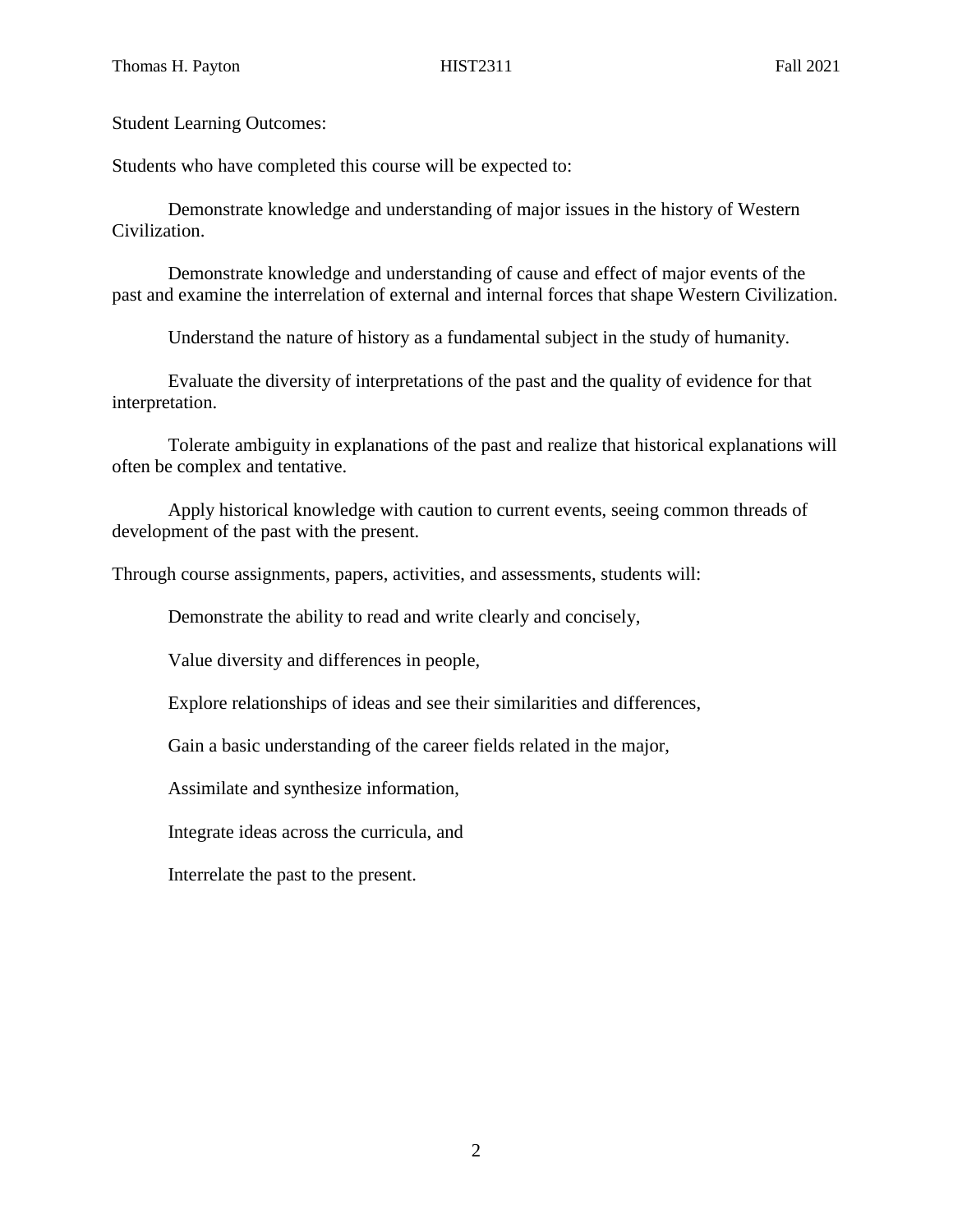Student Learning Outcomes:

Students who have completed this course will be expected to:

Demonstrate knowledge and understanding of major issues in the history of Western Civilization.

Demonstrate knowledge and understanding of cause and effect of major events of the past and examine the interrelation of external and internal forces that shape Western Civilization.

Understand the nature of history as a fundamental subject in the study of humanity.

Evaluate the diversity of interpretations of the past and the quality of evidence for that interpretation.

Tolerate ambiguity in explanations of the past and realize that historical explanations will often be complex and tentative.

Apply historical knowledge with caution to current events, seeing common threads of development of the past with the present.

Through course assignments, papers, activities, and assessments, students will:

Demonstrate the ability to read and write clearly and concisely,

Value diversity and differences in people,

Explore relationships of ideas and see their similarities and differences,

Gain a basic understanding of the career fields related in the major,

Assimilate and synthesize information,

Integrate ideas across the curricula, and

Interrelate the past to the present.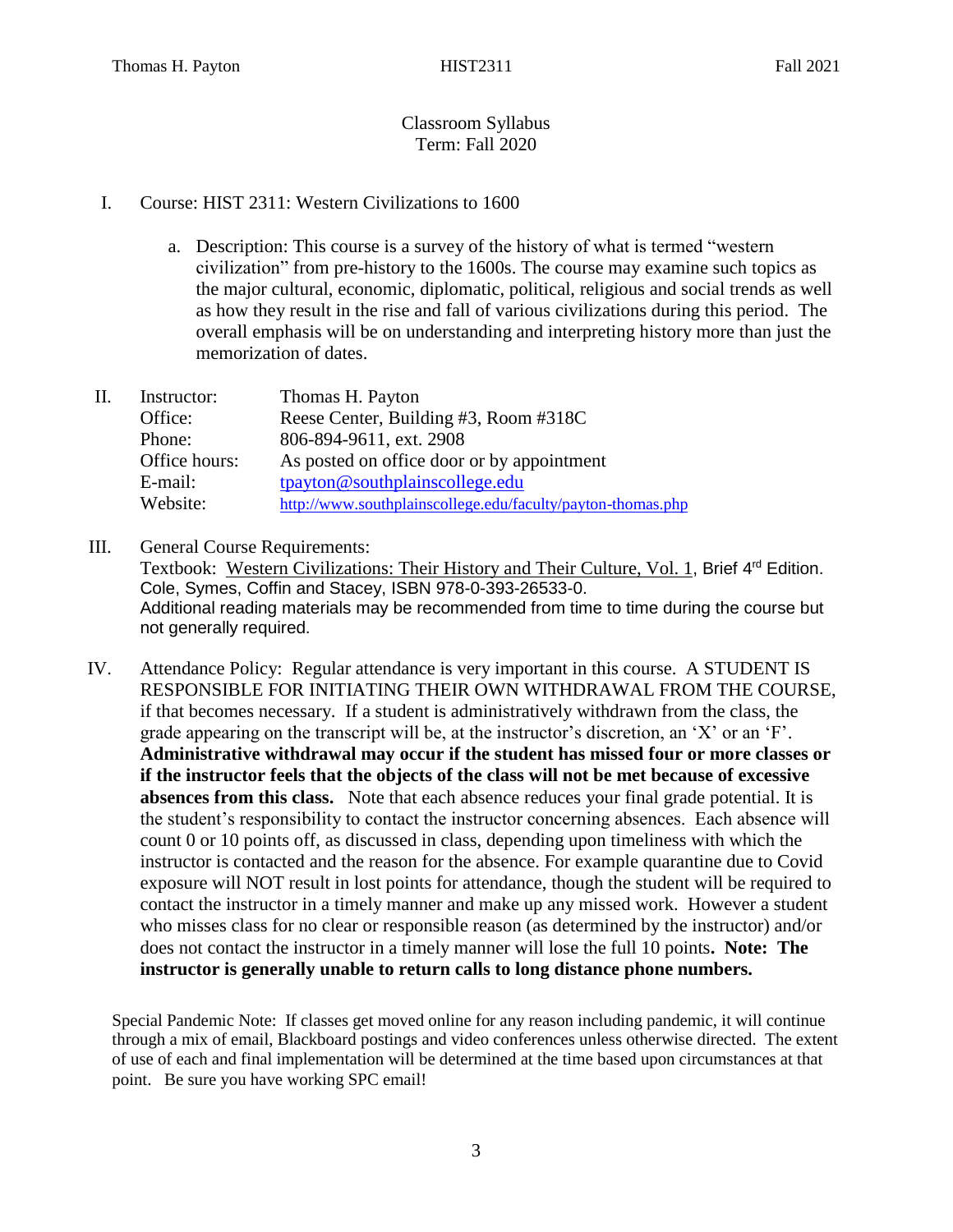Classroom Syllabus
Term: Fall 2020

I. Course: HIST 2311: Western Civilizations to 1600

   a. Description: This course is a survey of the history of what is termed "western civilization" from pre-history to the 1600s. The course may examine such topics as the major cultural, economic, diplomatic, political, religious and social trends as well as how they result in the rise and fall of various civilizations during this period. The overall emphasis will be on understanding and interpreting history more than just the memorization of dates.

II.

| | |
|---|---|
| Instructor: | Thomas H. Payton |
| Office: | Reese Center, Building #3, Room #318C |
| Phone: | 806-894-9611, ext. 2908 |
| Office hours: | As posted on office door or by appointment |
| E-mail: | tpayton@southplainscollege.edu |
| Website: | http://www.southplainscollege.edu/faculty/payton-thomas.php |

III. General Course Requirements:
Textbook: Western Civilizations: Their History and Their Culture, Vol. 1, Brief 4th Edition. Cole, Symes, Coffin and Stacey, ISBN 978-0-393-26533-0.
Additional reading materials may be recommended from time to time during the course but not generally required.

IV. Attendance Policy: Regular attendance is very important in this course. A STUDENT IS RESPONSIBLE FOR INITIATING THEIR OWN WITHDRAWAL FROM THE COURSE, if that becomes necessary. If a student is administratively withdrawn from the class, the grade appearing on the transcript will be, at the instructor's discretion, an 'X' or an 'F'. **Administrative withdrawal may occur if the student has missed four or more classes or if the instructor feels that the objects of the class will not be met because of excessive absences from this class.** Note that each absence reduces your final grade potential. It is the student's responsibility to contact the instructor concerning absences. Each absence will count 0 or 10 points off, as discussed in class, depending upon timeliness with which the instructor is contacted and the reason for the absence. For example quarantine due to Covid exposure will NOT result in lost points for attendance, though the student will be required to contact the instructor in a timely manner and make up any missed work. However a student who misses class for no clear or responsible reason (as determined by the instructor) and/or does not contact the instructor in a timely manner will lose the full 10 points**. Note: The instructor is generally unable to return calls to long distance phone numbers.**

Special Pandemic Note: If classes get moved online for any reason including pandemic, it will continue through a mix of email, Blackboard postings and video conferences unless otherwise directed. The extent of use of each and final implementation will be determined at the time based upon circumstances at that point. Be sure you have working SPC email!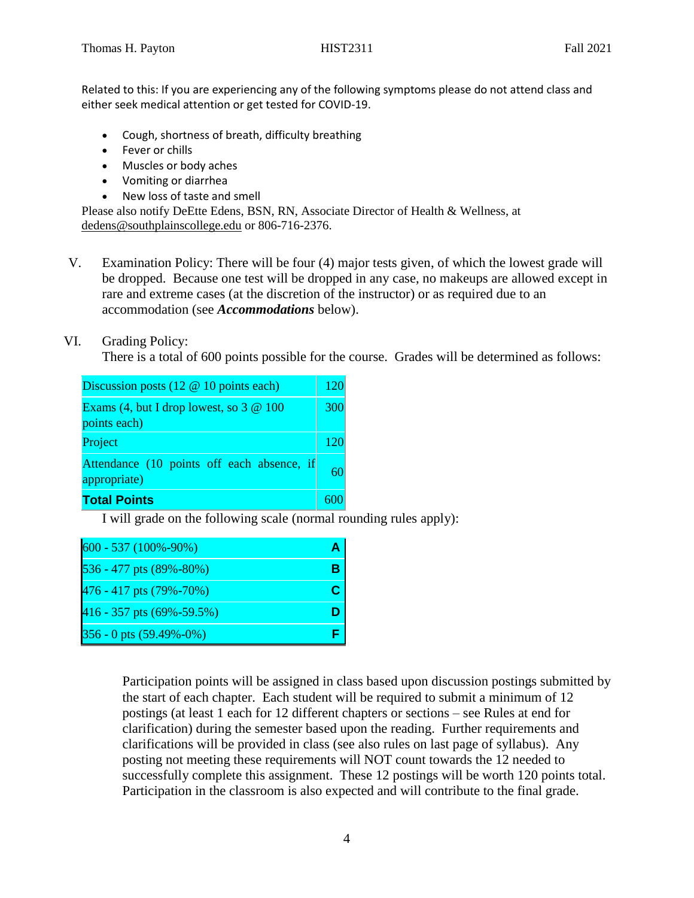Related to this: If you are experiencing any of the following symptoms please do not attend class and either seek medical attention or get tested for COVID-19.

- Cough, shortness of breath, difficulty breathing
- Fever or chills
- Muscles or body aches
- Vomiting or diarrhea
- New loss of taste and smell

Please also notify DeEtte Edens, BSN, RN, Associate Director of Health & Wellness, at dedens@southplainscollege.edu or 806-716-2376.

V. Examination Policy: There will be four (4) major tests given, of which the lowest grade will be dropped. Because one test will be dropped in any case, no makeups are allowed except in rare and extreme cases (at the discretion of the instructor) or as required due to an accommodation (see ***Accommodations*** below).

VI. Grading Policy:
There is a total of 600 points possible for the course. Grades will be determined as follows:

| Item | Points |
|---|---|
| Discussion posts (12 @ 10 points each) | 120 |
| Exams (4, but I drop lowest, so 3 @ 100 points each) | 300 |
| Project | 120 |
| Attendance (10 points off each absence, if appropriate) | 60 |
| **Total Points** | 600 |

I will grade on the following scale (normal rounding rules apply):

| Range | Grade |
|---|---|
| 600 - 537 (100%-90%) | **A** |
| 536 - 477 pts (89%-80%) | **B** |
| 476 - 417 pts (79%-70%) | **C** |
| 416 - 357 pts (69%-59.5%) | **D** |
| 356 - 0 pts (59.49%-0%) | **F** |

Participation points will be assigned in class based upon discussion postings submitted by the start of each chapter. Each student will be required to submit a minimum of 12 postings (at least 1 each for 12 different chapters or sections – see Rules at end for clarification) during the semester based upon the reading. Further requirements and clarifications will be provided in class (see also rules on last page of syllabus). Any posting not meeting these requirements will NOT count towards the 12 needed to successfully complete this assignment. These 12 postings will be worth 120 points total. Participation in the classroom is also expected and will contribute to the final grade.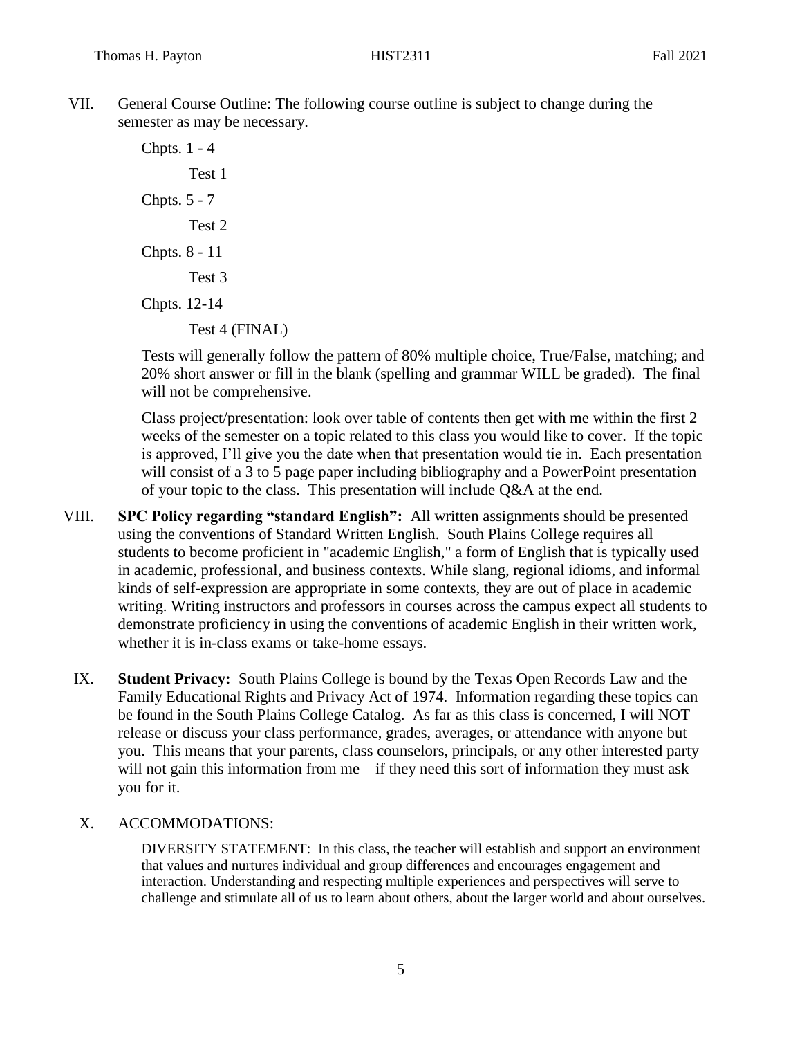VII. General Course Outline: The following course outline is subject to change during the semester as may be necessary.

Chpts. 1 - 4

Test 1

Chpts. 5 - 7

Test 2

Chpts. 8 - 11

Test 3

Chpts. 12-14

Test 4 (FINAL)

Tests will generally follow the pattern of 80% multiple choice, True/False, matching; and 20% short answer or fill in the blank (spelling and grammar WILL be graded). The final will not be comprehensive.

Class project/presentation: look over table of contents then get with me within the first 2 weeks of the semester on a topic related to this class you would like to cover. If the topic is approved, I'll give you the date when that presentation would tie in. Each presentation will consist of a 3 to 5 page paper including bibliography and a PowerPoint presentation of your topic to the class. This presentation will include Q&A at the end.

VIII. **SPC Policy regarding "standard English":** All written assignments should be presented using the conventions of Standard Written English. South Plains College requires all students to become proficient in "academic English," a form of English that is typically used in academic, professional, and business contexts. While slang, regional idioms, and informal kinds of self-expression are appropriate in some contexts, they are out of place in academic writing. Writing instructors and professors in courses across the campus expect all students to demonstrate proficiency in using the conventions of academic English in their written work, whether it is in-class exams or take-home essays.

IX. **Student Privacy:** South Plains College is bound by the Texas Open Records Law and the Family Educational Rights and Privacy Act of 1974. Information regarding these topics can be found in the South Plains College Catalog. As far as this class is concerned, I will NOT release or discuss your class performance, grades, averages, or attendance with anyone but you. This means that your parents, class counselors, principals, or any other interested party will not gain this information from me – if they need this sort of information they must ask you for it.

X. ACCOMMODATIONS:

DIVERSITY STATEMENT: In this class, the teacher will establish and support an environment that values and nurtures individual and group differences and encourages engagement and interaction. Understanding and respecting multiple experiences and perspectives will serve to challenge and stimulate all of us to learn about others, about the larger world and about ourselves.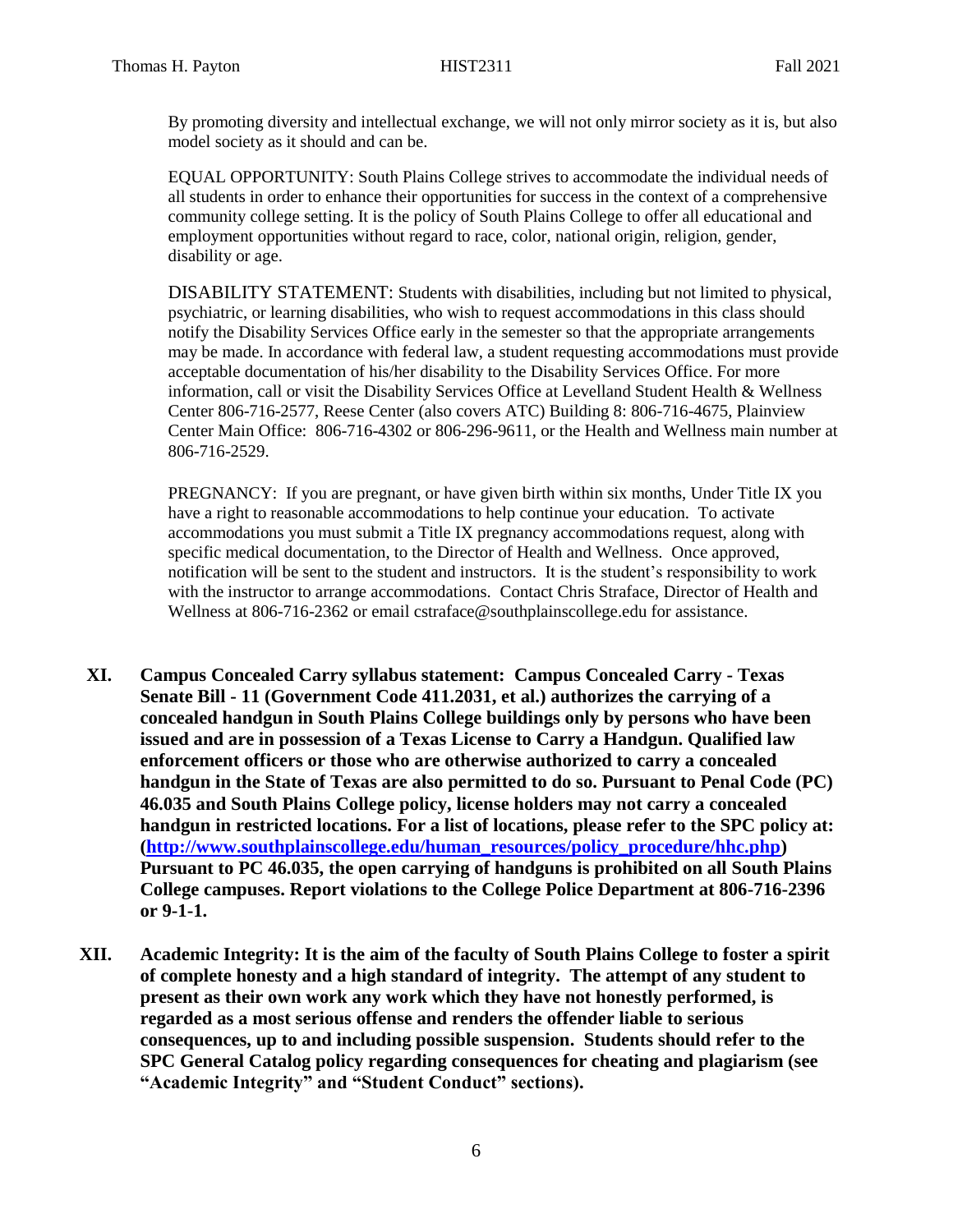By promoting diversity and intellectual exchange, we will not only mirror society as it is, but also model society as it should and can be.

EQUAL OPPORTUNITY: South Plains College strives to accommodate the individual needs of all students in order to enhance their opportunities for success in the context of a comprehensive community college setting. It is the policy of South Plains College to offer all educational and employment opportunities without regard to race, color, national origin, religion, gender, disability or age.

DISABILITY STATEMENT: Students with disabilities, including but not limited to physical, psychiatric, or learning disabilities, who wish to request accommodations in this class should notify the Disability Services Office early in the semester so that the appropriate arrangements may be made. In accordance with federal law, a student requesting accommodations must provide acceptable documentation of his/her disability to the Disability Services Office. For more information, call or visit the Disability Services Office at Levelland Student Health & Wellness Center 806-716-2577, Reese Center (also covers ATC) Building 8: 806-716-4675, Plainview Center Main Office: 806-716-4302 or 806-296-9611, or the Health and Wellness main number at 806-716-2529.

PREGNANCY: If you are pregnant, or have given birth within six months, Under Title IX you have a right to reasonable accommodations to help continue your education. To activate accommodations you must submit a Title IX pregnancy accommodations request, along with specific medical documentation, to the Director of Health and Wellness. Once approved, notification will be sent to the student and instructors. It is the student's responsibility to work with the instructor to arrange accommodations. Contact Chris Straface, Director of Health and Wellness at 806-716-2362 or email cstraface@southplainscollege.edu for assistance.

**XI. Campus Concealed Carry syllabus statement: Campus Concealed Carry - Texas Senate Bill - 11 (Government Code 411.2031, et al.) authorizes the carrying of a concealed handgun in South Plains College buildings only by persons who have been issued and are in possession of a Texas License to Carry a Handgun. Qualified law enforcement officers or those who are otherwise authorized to carry a concealed handgun in the State of Texas are also permitted to do so. Pursuant to Penal Code (PC) 46.035 and South Plains College policy, license holders may not carry a concealed handgun in restricted locations. For a list of locations, please refer to the SPC policy at: ([http://www.southplainscollege.edu/human_resources/policy_procedure/hhc.php](http://www.southplainscollege.edu/human_resources/policy_procedure/hhc.php)) Pursuant to PC 46.035, the open carrying of handguns is prohibited on all South Plains College campuses. Report violations to the College Police Department at 806-716-2396 or 9-1-1.**

**XII. Academic Integrity: It is the aim of the faculty of South Plains College to foster a spirit of complete honesty and a high standard of integrity. The attempt of any student to present as their own work any work which they have not honestly performed, is regarded as a most serious offense and renders the offender liable to serious consequences, up to and including possible suspension. Students should refer to the SPC General Catalog policy regarding consequences for cheating and plagiarism (see "Academic Integrity" and "Student Conduct" sections).**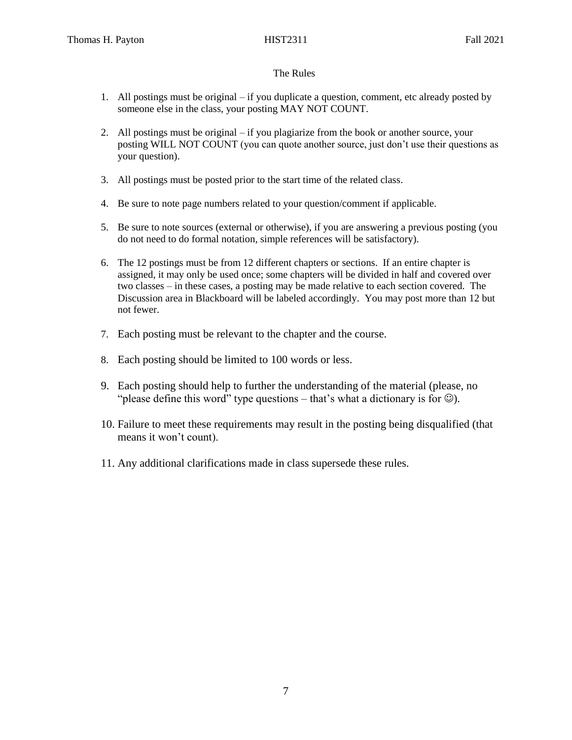## The Rules

1. All postings must be original – if you duplicate a question, comment, etc already posted by someone else in the class, your posting MAY NOT COUNT.

2. All postings must be original – if you plagiarize from the book or another source, your posting WILL NOT COUNT (you can quote another source, just don't use their questions as your question).

3. All postings must be posted prior to the start time of the related class.

4. Be sure to note page numbers related to your question/comment if applicable.

5. Be sure to note sources (external or otherwise), if you are answering a previous posting (you do not need to do formal notation, simple references will be satisfactory).

6. The 12 postings must be from 12 different chapters or sections. If an entire chapter is assigned, it may only be used once; some chapters will be divided in half and covered over two classes – in these cases, a posting may be made relative to each section covered. The Discussion area in Blackboard will be labeled accordingly. You may post more than 12 but not fewer.

7. Each posting must be relevant to the chapter and the course.

8. Each posting should be limited to 100 words or less.

9. Each posting should help to further the understanding of the material (please, no "please define this word" type questions – that's what a dictionary is for ☺).

10. Failure to meet these requirements may result in the posting being disqualified (that means it won't count).

11. Any additional clarifications made in class supersede these rules.